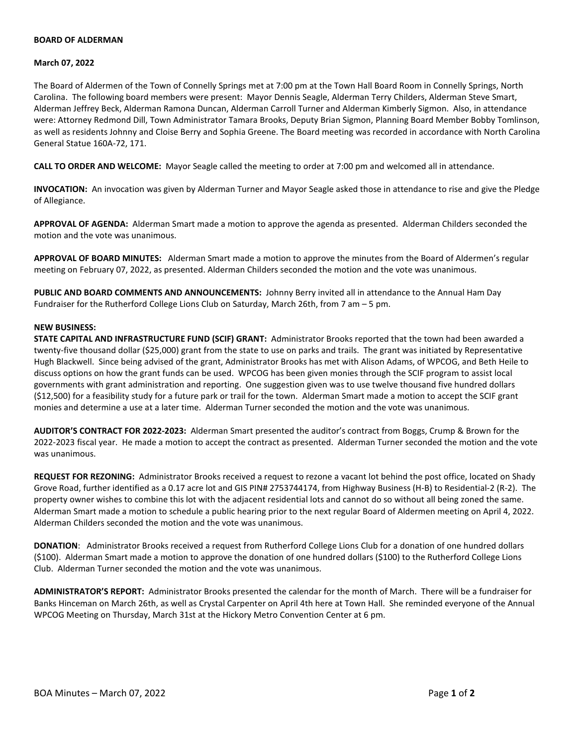**BOARD OF ALDERMAN**

**March 07, 2022**

The Board of Aldermen of the Town of Connelly Springs met at 7:00 pm at the Town Hall Board Room in Connelly Springs, North Carolina. The following board members were present: Mayor Dennis Seagle, Alderman Terry Childers, Alderman Steve Smart, Alderman Jeffrey Beck, Alderman Ramona Duncan, Alderman Carroll Turner and Alderman Kimberly Sigmon. Also, in attendance were: Attorney Redmond Dill, Town Administrator Tamara Brooks, Deputy Brian Sigmon, Planning Board Member Bobby Tomlinson, as well as residents Johnny and Cloise Berry and Sophia Greene. The Board meeting was recorded in accordance with North Carolina General Statue 160A-72, 171.

**CALL TO ORDER AND WELCOME:** Mayor Seagle called the meeting to order at 7:00 pm and welcomed all in attendance.

**INVOCATION:** An invocation was given by Alderman Turner and Mayor Seagle asked those in attendance to rise and give the Pledge of Allegiance.

**APPROVAL OF AGENDA:** Alderman Smart made a motion to approve the agenda as presented. Alderman Childers seconded the motion and the vote was unanimous.

**APPROVAL OF BOARD MINUTES:** Alderman Smart made a motion to approve the minutes from the Board of Aldermen's regular meeting on February 07, 2022, as presented. Alderman Childers seconded the motion and the vote was unanimous.

**PUBLIC AND BOARD COMMENTS AND ANNOUNCEMENTS:** Johnny Berry invited all in attendance to the Annual Ham Day Fundraiser for the Rutherford College Lions Club on Saturday, March 26th, from 7 am – 5 pm.

**NEW BUSINESS:**

**STATE CAPITAL AND INFRASTRUCTURE FUND (SCIF) GRANT:** Administrator Brooks reported that the town had been awarded a twenty-five thousand dollar ($25,000) grant from the state to use on parks and trails. The grant was initiated by Representative Hugh Blackwell. Since being advised of the grant, Administrator Brooks has met with Alison Adams, of WPCOG, and Beth Heile to discuss options on how the grant funds can be used. WPCOG has been given monies through the SCIF program to assist local governments with grant administration and reporting. One suggestion given was to use twelve thousand five hundred dollars ($12,500) for a feasibility study for a future park or trail for the town. Alderman Smart made a motion to accept the SCIF grant monies and determine a use at a later time. Alderman Turner seconded the motion and the vote was unanimous.

**AUDITOR'S CONTRACT FOR 2022-2023:** Alderman Smart presented the auditor's contract from Boggs, Crump & Brown for the 2022-2023 fiscal year. He made a motion to accept the contract as presented. Alderman Turner seconded the motion and the vote was unanimous.

**REQUEST FOR REZONING:** Administrator Brooks received a request to rezone a vacant lot behind the post office, located on Shady Grove Road, further identified as a 0.17 acre lot and GIS PIN# 2753744174, from Highway Business (H-B) to Residential-2 (R-2). The property owner wishes to combine this lot with the adjacent residential lots and cannot do so without all being zoned the same. Alderman Smart made a motion to schedule a public hearing prior to the next regular Board of Aldermen meeting on April 4, 2022. Alderman Childers seconded the motion and the vote was unanimous.

**DONATION**: Administrator Brooks received a request from Rutherford College Lions Club for a donation of one hundred dollars ($100). Alderman Smart made a motion to approve the donation of one hundred dollars ($100) to the Rutherford College Lions Club. Alderman Turner seconded the motion and the vote was unanimous.

**ADMINISTRATOR'S REPORT:** Administrator Brooks presented the calendar for the month of March. There will be a fundraiser for Banks Hinceman on March 26th, as well as Crystal Carpenter on April 4th here at Town Hall. She reminded everyone of the Annual WPCOG Meeting on Thursday, March 31st at the Hickory Metro Convention Center at 6 pm.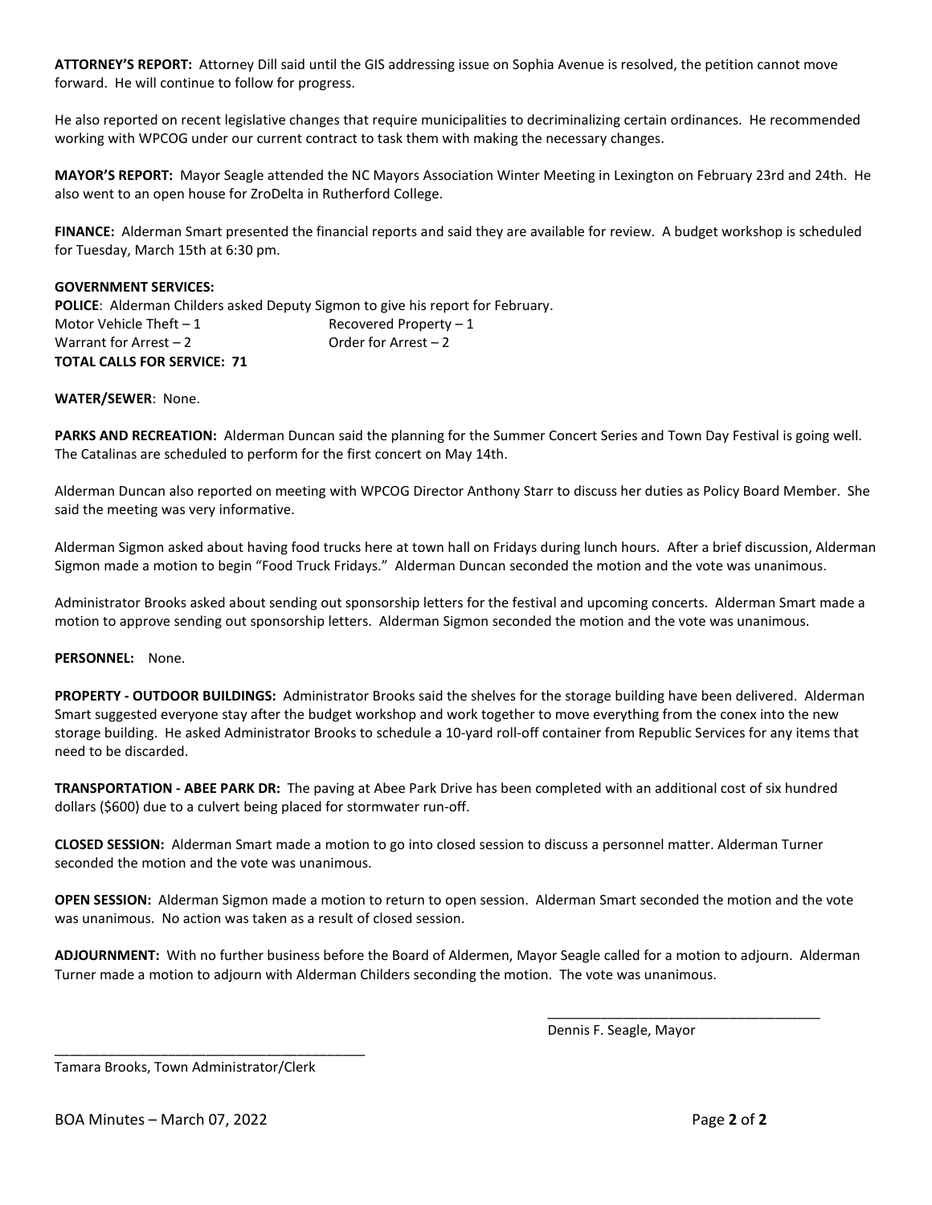**ATTORNEY'S REPORT:** Attorney Dill said until the GIS addressing issue on Sophia Avenue is resolved, the petition cannot move forward. He will continue to follow for progress.

He also reported on recent legislative changes that require municipalities to decriminalizing certain ordinances. He recommended working with WPCOG under our current contract to task them with making the necessary changes.

**MAYOR'S REPORT:** Mayor Seagle attended the NC Mayors Association Winter Meeting in Lexington on February 23rd and 24th. He also went to an open house for ZroDelta in Rutherford College.

**FINANCE:** Alderman Smart presented the financial reports and said they are available for review. A budget workshop is scheduled for Tuesday, March 15th at 6:30 pm.

**GOVERNMENT SERVICES:**

**POLICE**: Alderman Childers asked Deputy Sigmon to give his report for February.

| | |
|---|---|
| Motor Vehicle Theft – 1 | Recovered Property – 1 |
| Warrant for Arrest – 2 | Order for Arrest – 2 |

**TOTAL CALLS FOR SERVICE: 71**

**WATER/SEWER**: None.

**PARKS AND RECREATION:** Alderman Duncan said the planning for the Summer Concert Series and Town Day Festival is going well. The Catalinas are scheduled to perform for the first concert on May 14th.

Alderman Duncan also reported on meeting with WPCOG Director Anthony Starr to discuss her duties as Policy Board Member. She said the meeting was very informative.

Alderman Sigmon asked about having food trucks here at town hall on Fridays during lunch hours. After a brief discussion, Alderman Sigmon made a motion to begin "Food Truck Fridays." Alderman Duncan seconded the motion and the vote was unanimous.

Administrator Brooks asked about sending out sponsorship letters for the festival and upcoming concerts. Alderman Smart made a motion to approve sending out sponsorship letters. Alderman Sigmon seconded the motion and the vote was unanimous.

**PERSONNEL:** None.

**PROPERTY - OUTDOOR BUILDINGS:** Administrator Brooks said the shelves for the storage building have been delivered. Alderman Smart suggested everyone stay after the budget workshop and work together to move everything from the conex into the new storage building. He asked Administrator Brooks to schedule a 10-yard roll-off container from Republic Services for any items that need to be discarded.

**TRANSPORTATION - ABEE PARK DR:** The paving at Abee Park Drive has been completed with an additional cost of six hundred dollars ($600) due to a culvert being placed for stormwater run-off.

**CLOSED SESSION:** Alderman Smart made a motion to go into closed session to discuss a personnel matter. Alderman Turner seconded the motion and the vote was unanimous.

**OPEN SESSION:** Alderman Sigmon made a motion to return to open session. Alderman Smart seconded the motion and the vote was unanimous. No action was taken as a result of closed session.

**ADJOURNMENT:** With no further business before the Board of Aldermen, Mayor Seagle called for a motion to adjourn. Alderman Turner made a motion to adjourn with Alderman Childers seconding the motion. The vote was unanimous.

_____________________________________
Dennis F. Seagle, Mayor

_____________________________________
Tamara Brooks, Town Administrator/Clerk

BOA Minutes – March 07, 2022